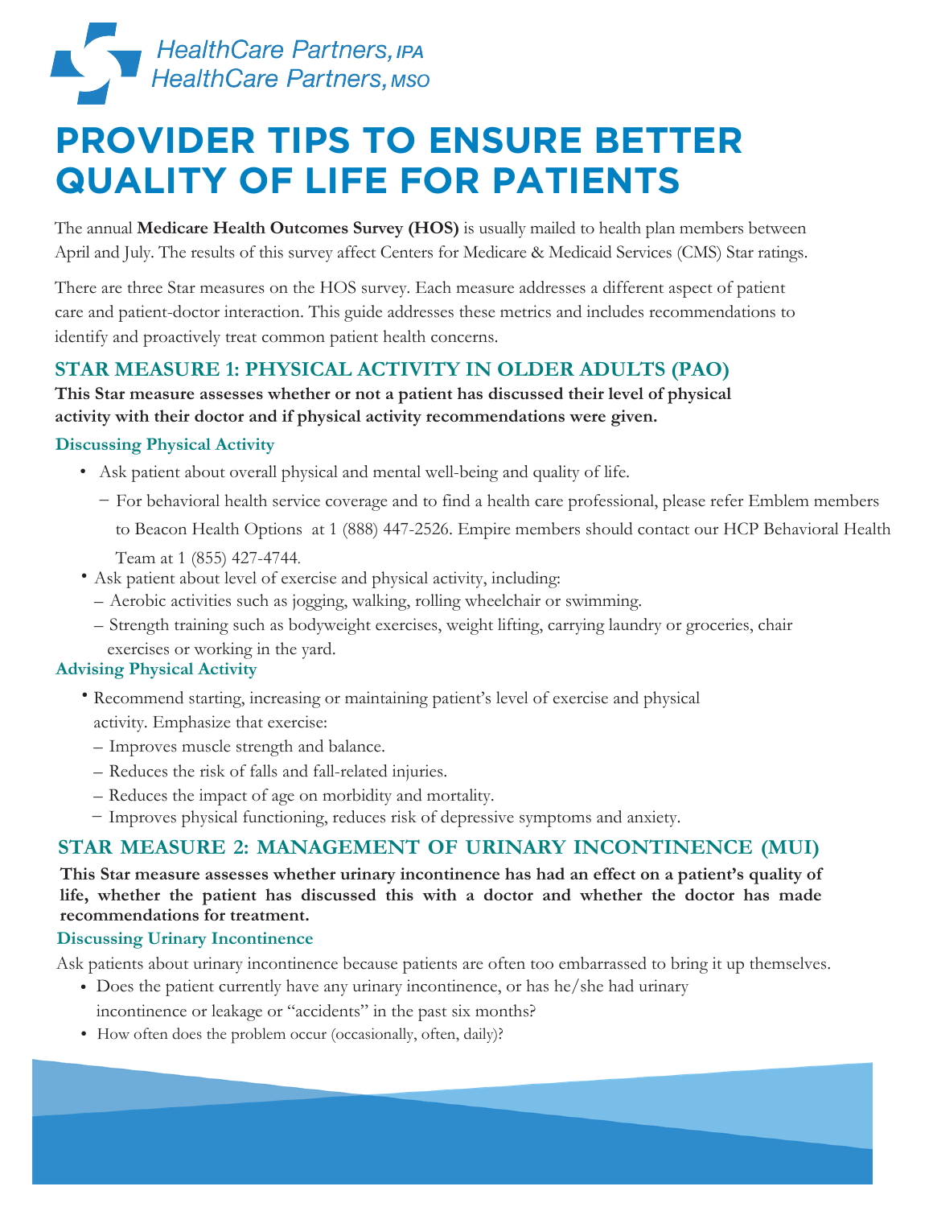HealthCare Partners, IPA
HealthCare Partners, MSO

# PROVIDER TIPS TO ENSURE BETTER QUALITY OF LIFE FOR PATIENTS

The annual **Medicare Health Outcomes Survey (HOS)** is usually mailed to health plan members between April and July. The results of this survey affect Centers for Medicare & Medicaid Services (CMS) Star ratings.

There are three Star measures on the HOS survey. Each measure addresses a different aspect of patient care and patient-doctor interaction. This guide addresses these metrics and includes recommendations to identify and proactively treat common patient health concerns.

## STAR MEASURE 1: PHYSICAL ACTIVITY IN OLDER ADULTS (PAO)

**This Star measure assesses whether or not a patient has discussed their level of physical activity with their doctor and if physical activity recommendations were given.**

### Discussing Physical Activity

- Ask patient about overall physical and mental well-being and quality of life.
  - For behavioral health service coverage and to find a health care professional, please refer Emblem members to Beacon Health Options at 1 (888) 447-2526. Empire members should contact our HCP Behavioral Health Team at 1 (855) 427-4744.
- Ask patient about level of exercise and physical activity, including:
  - Aerobic activities such as jogging, walking, rolling wheelchair or swimming.
  - Strength training such as bodyweight exercises, weight lifting, carrying laundry or groceries, chair exercises or working in the yard.

### Advising Physical Activity

- Recommend starting, increasing or maintaining patient's level of exercise and physical activity. Emphasize that exercise:
  - Improves muscle strength and balance.
  - Reduces the risk of falls and fall-related injuries.
  - Reduces the impact of age on morbidity and mortality.
  - Improves physical functioning, reduces risk of depressive symptoms and anxiety.

## STAR MEASURE 2: MANAGEMENT OF URINARY INCONTINENCE (MUI)

**This Star measure assesses whether urinary incontinence has had an effect on a patient's quality of life, whether the patient has discussed this with a doctor and whether the doctor has made recommendations for treatment.**

### Discussing Urinary Incontinence

Ask patients about urinary incontinence because patients are often too embarrassed to bring it up themselves.

- Does the patient currently have any urinary incontinence, or has he/she had urinary incontinence or leakage or "accidents" in the past six months?
- How often does the problem occur (occasionally, often, daily)?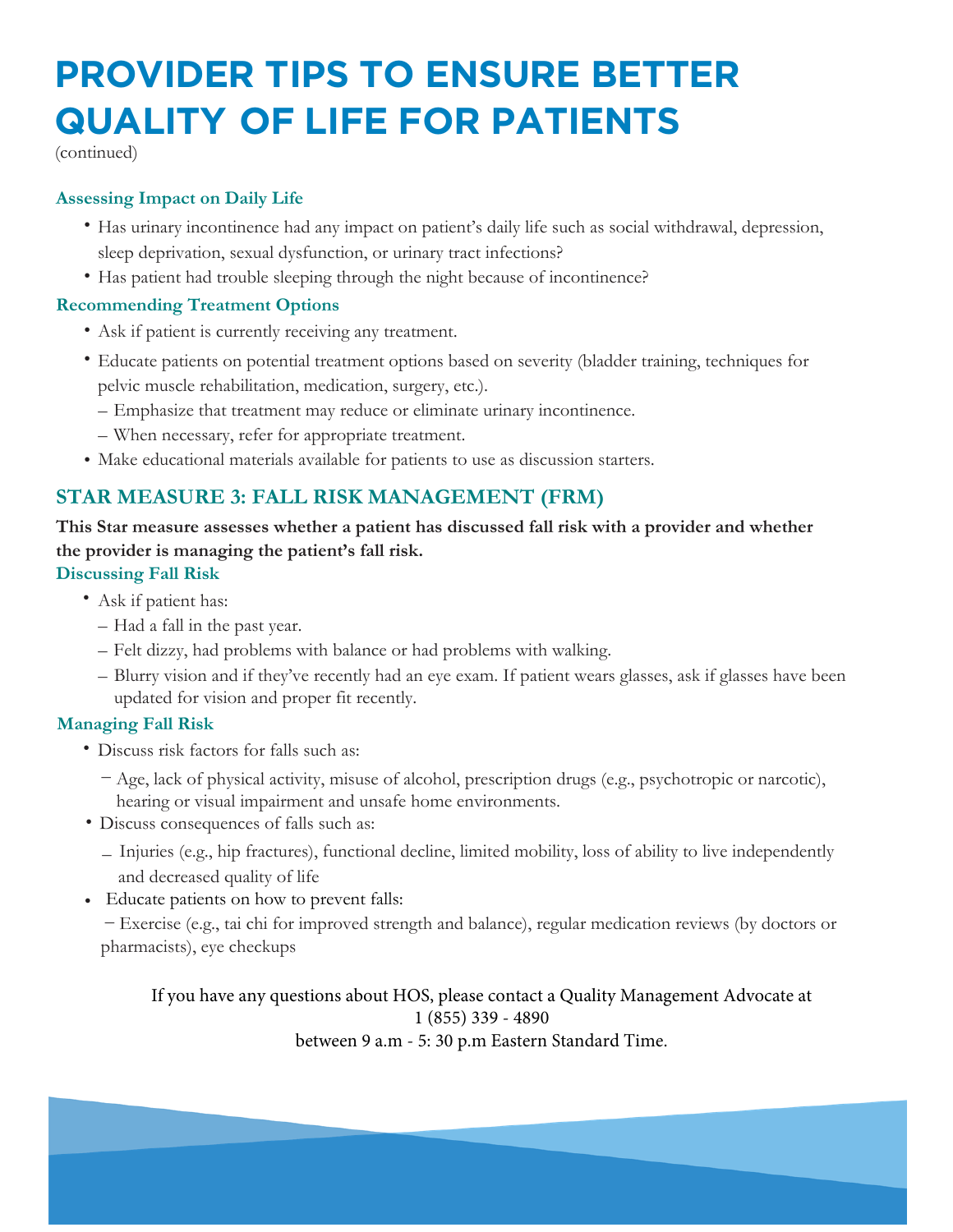# PROVIDER TIPS TO ENSURE BETTER QUALITY OF LIFE FOR PATIENTS

(continued)

### Assessing Impact on Daily Life

- Has urinary incontinence had any impact on patient's daily life such as social withdrawal, depression, sleep deprivation, sexual dysfunction, or urinary tract infections?
- Has patient had trouble sleeping through the night because of incontinence?

### Recommending Treatment Options

- Ask if patient is currently receiving any treatment.
- Educate patients on potential treatment options based on severity (bladder training, techniques for pelvic muscle rehabilitation, medication, surgery, etc.).
  - Emphasize that treatment may reduce or eliminate urinary incontinence.
  - When necessary, refer for appropriate treatment.
- Make educational materials available for patients to use as discussion starters.

## STAR MEASURE 3: FALL RISK MANAGEMENT (FRM)

**This Star measure assesses whether a patient has discussed fall risk with a provider and whether the provider is managing the patient's fall risk.**

### Discussing Fall Risk

- Ask if patient has:
  - Had a fall in the past year.
  - Felt dizzy, had problems with balance or had problems with walking.
  - Blurry vision and if they've recently had an eye exam. If patient wears glasses, ask if glasses have been updated for vision and proper fit recently.

### Managing Fall Risk

- Discuss risk factors for falls such as:
  - Age, lack of physical activity, misuse of alcohol, prescription drugs (e.g., psychotropic or narcotic), hearing or visual impairment and unsafe home environments.
- Discuss consequences of falls such as:
  - Injuries (e.g., hip fractures), functional decline, limited mobility, loss of ability to live independently and decreased quality of life
- Educate patients on how to prevent falls:
  - Exercise (e.g., tai chi for improved strength and balance), regular medication reviews (by doctors or pharmacists), eye checkups

If you have any questions about HOS, please contact a Quality Management Advocate at 1 (855) 339 - 4890 between 9 a.m - 5: 30 p.m Eastern Standard Time.